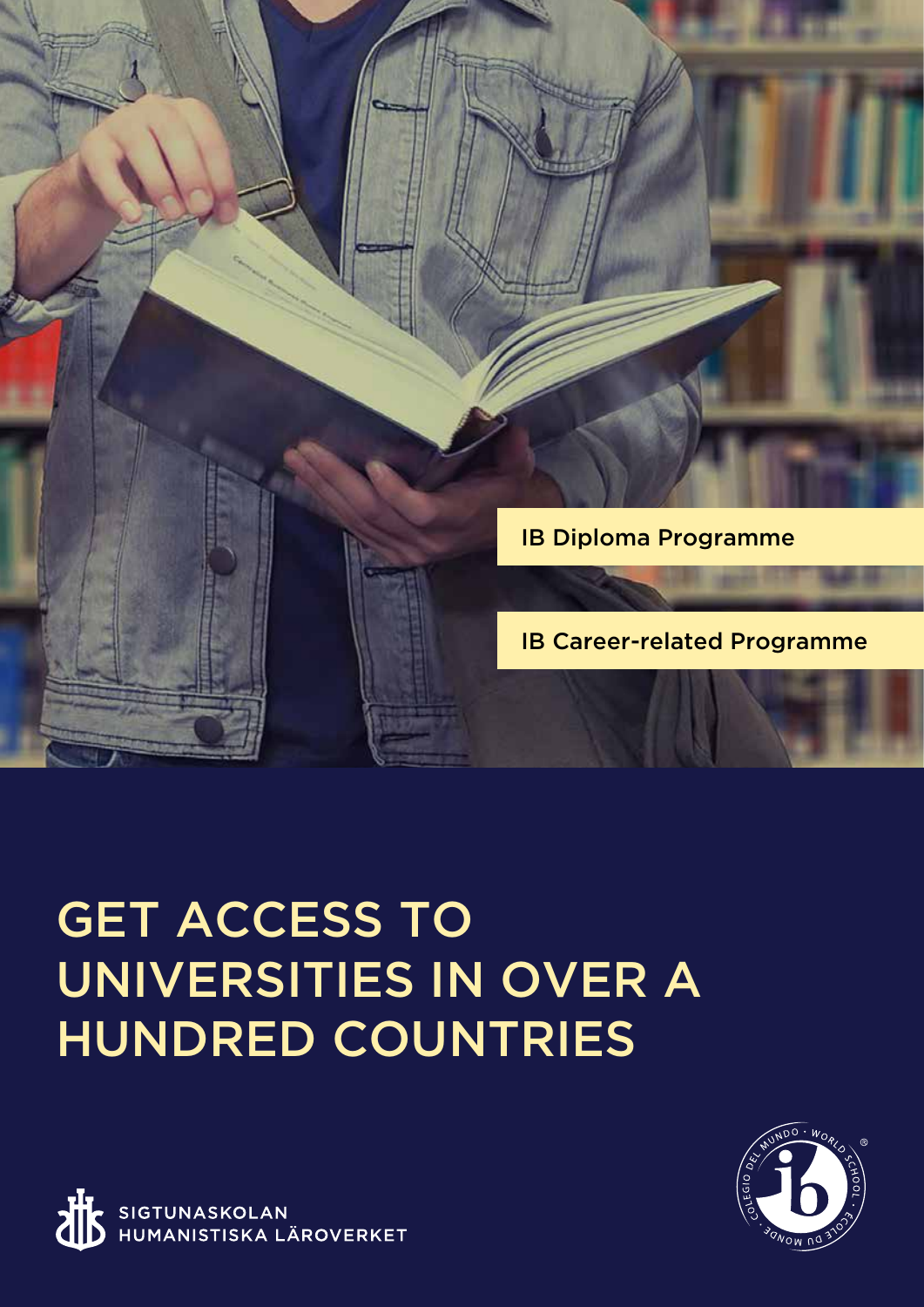IB Diploma Programme

IB Career-related Programme

# GET ACCESS TO UNIVERSITIES IN OVER A HUNDRED COUNTRIES

SIGTUNASKOLAN HUMANISTISKA LÄROVERKET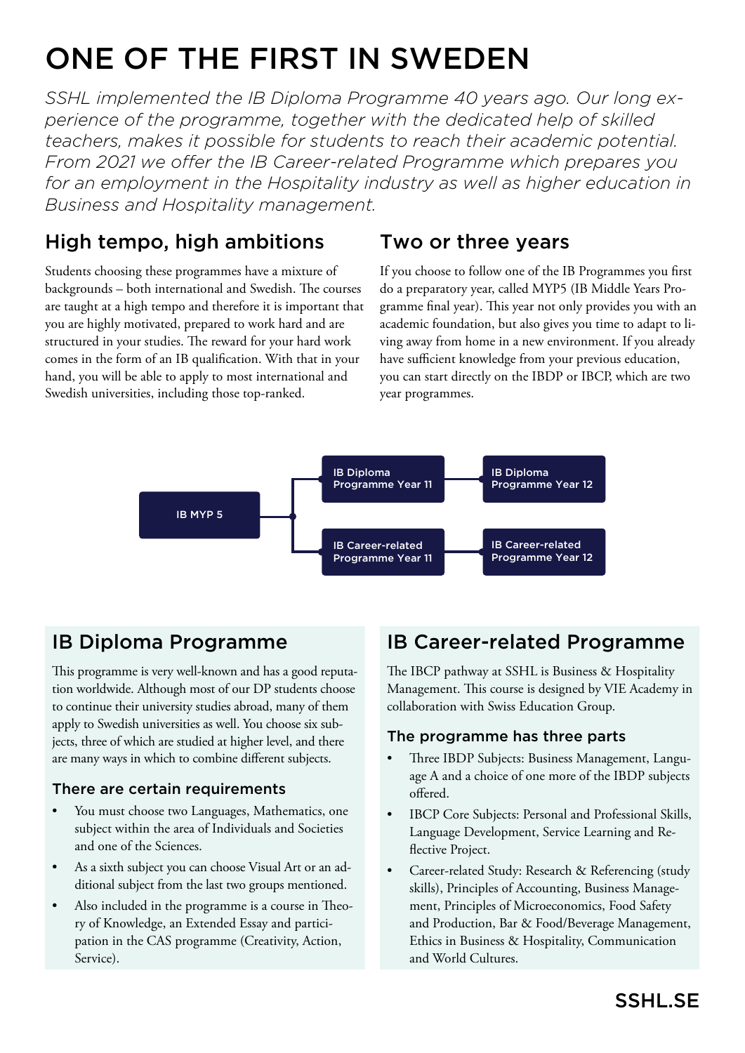# ONE OF THE FIRST IN SWEDEN

*SSHL implemented the IB Diploma Programme 40 years ago. Our long experience of the programme, together with the dedicated help of skilled teachers, makes it possible for students to reach their academic potential. From 2021 we offer the IB Career-related Programme which prepares you for an employment in the Hospitality industry as well as higher education in Business and Hospitality management.*

## High tempo, high ambitions

Students choosing these programmes have a mixture of backgrounds – both international and Swedish. The courses are taught at a high tempo and therefore it is important that you are highly motivated, prepared to work hard and are structured in your studies. The reward for your hard work comes in the form of an IB qualification. With that in your hand, you will be able to apply to most international and Swedish universities, including those top-ranked.

## Two or three years

If you choose to follow one of the IB Programmes you first do a preparatory year, called MYP5 (IB Middle Years Programme final year). This year not only provides you with an academic foundation, but also gives you time to adapt to living away from home in a new environment. If you already have sufficient knowledge from your previous education, you can start directly on the IBDP or IBCP, which are two year programmes.

IB MYP 5

IB Diploma Programme Year 11

IB Diploma Programme Year 12

IB Career-related Programme Year 11

IB Career-related Programme Year 12

## IB Diploma Programme

This programme is very well-known and has a good reputation worldwide. Although most of our DP students choose to continue their university studies abroad, many of them apply to Swedish universities as well. You choose six subjects, three of which are studied at higher level, and there are many ways in which to combine different subjects.

### There are certain requirements

- You must choose two Languages, Mathematics, one subject within the area of Individuals and Societies and one of the Sciences.
- As a sixth subject you can choose Visual Art or an additional subject from the last two groups mentioned.
- Also included in the programme is a course in Theory of Knowledge, an Extended Essay and participation in the CAS programme (Creativity, Action, Service).

## IB Career-related Programme

The IBCP pathway at SSHL is Business & Hospitality Management. This course is designed by VIE Academy in collaboration with Swiss Education Group.

### The programme has three parts

- Three IBDP Subjects: Business Management, Language A and a choice of one more of the IBDP subjects offered.
- IBCP Core Subjects: Personal and Professional Skills, Language Development, Service Learning and Reflective Project.
- Career-related Study: Research & Referencing (study skills), Principles of Accounting, Business Management, Principles of Microeconomics, Food Safety and Production, Bar & Food/Beverage Management, Ethics in Business & Hospitality, Communication and World Cultures.

SSHL.SE